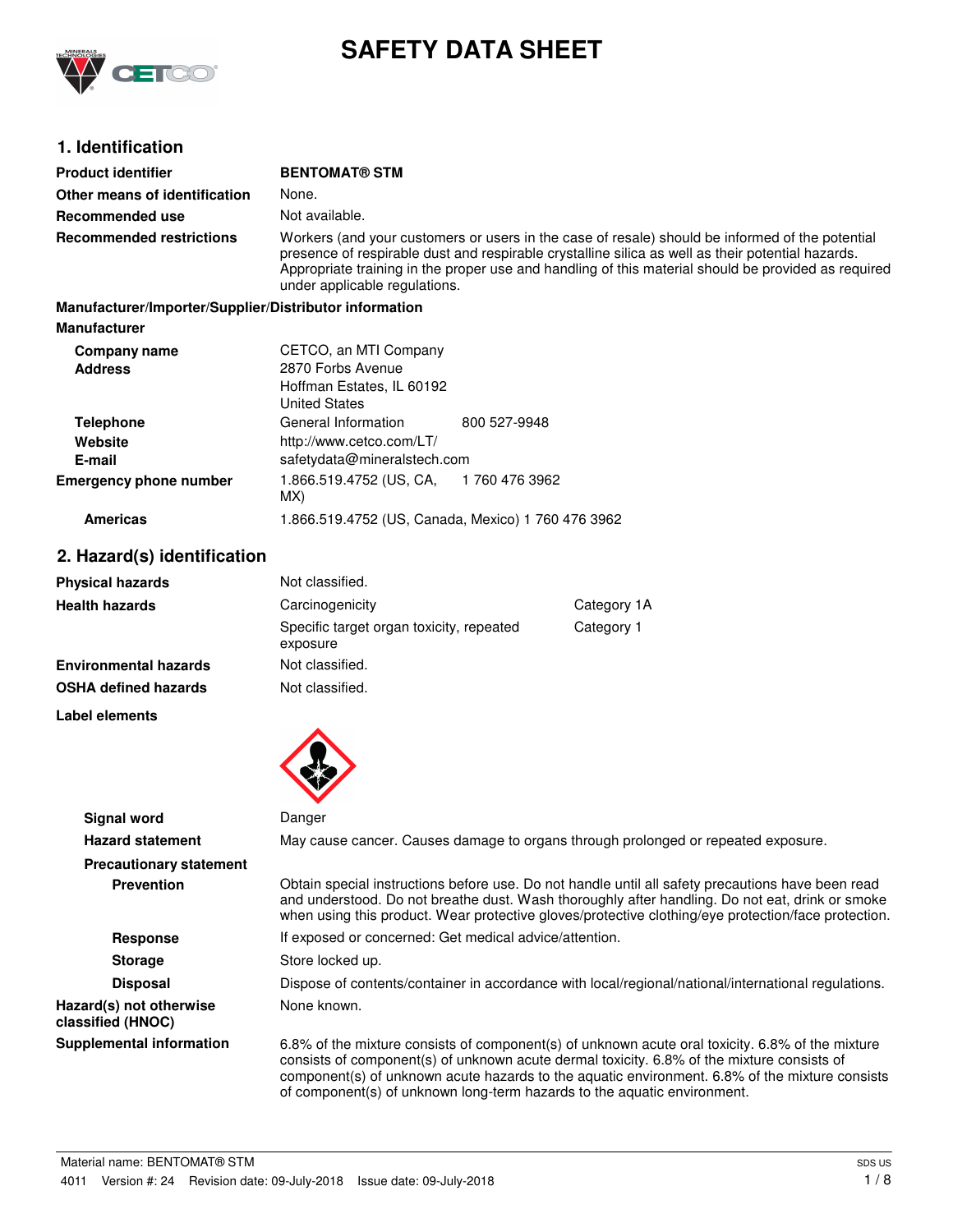# SAFETY DATA SHEET

## 1. Identification

| | |
|---|---|
| **Product identifier** | **BENTOMAT® STM** |
| **Other means of identification** | None. |
| **Recommended use** | Not available. |
| **Recommended restrictions** | Workers (and your customers or users in the case of resale) should be informed of the potential presence of respirable dust and respirable crystalline silica as well as their potential hazards. Appropriate training in the proper use and handling of this material should be provided as required under applicable regulations. |

**Manufacturer/Importer/Supplier/Distributor information**

**Manufacturer**

| | | |
|---|---|---|
| **Company name** | CETCO, an MTI Company | |
| **Address** | 2870 Forbs Avenue<br>Hoffman Estates, IL 60192<br>United States | |
| **Telephone** | General Information | 800 527-9948 |
| **Website** | http://www.cetco.com/LT/ | |
| **E-mail** | safetydata@mineralstech.com | |
| **Emergency phone number** | 1.866.519.4752 (US, CA, MX) | 1 760 476 3962 |
| **Americas** | 1.866.519.4752 (US, Canada, Mexico) 1 760 476 3962 | |

## 2. Hazard(s) identification

| | | |
|---|---|---|
| **Physical hazards** | Not classified. | |
| **Health hazards** | Carcinogenicity | Category 1A |
| | Specific target organ toxicity, repeated exposure | Category 1 |
| **Environmental hazards** | Not classified. | |
| **OSHA defined hazards** | Not classified. | |

**Label elements**

**Signal word** Danger

**Hazard statement** May cause cancer. Causes damage to organs through prolonged or repeated exposure.

**Precautionary statement**

**Prevention** Obtain special instructions before use. Do not handle until all safety precautions have been read and understood. Do not breathe dust. Wash thoroughly after handling. Do not eat, drink or smoke when using this product. Wear protective gloves/protective clothing/eye protection/face protection.

**Response** If exposed or concerned: Get medical advice/attention.

**Storage** Store locked up.

**Disposal** Dispose of contents/container in accordance with local/regional/national/international regulations.

**Hazard(s) not otherwise classified (HNOC)** None known.

**Supplemental information** 6.8% of the mixture consists of component(s) of unknown acute oral toxicity. 6.8% of the mixture consists of component(s) of unknown acute dermal toxicity. 6.8% of the mixture consists of component(s) of unknown acute hazards to the aquatic environment. 6.8% of the mixture consists of component(s) of unknown long-term hazards to the aquatic environment.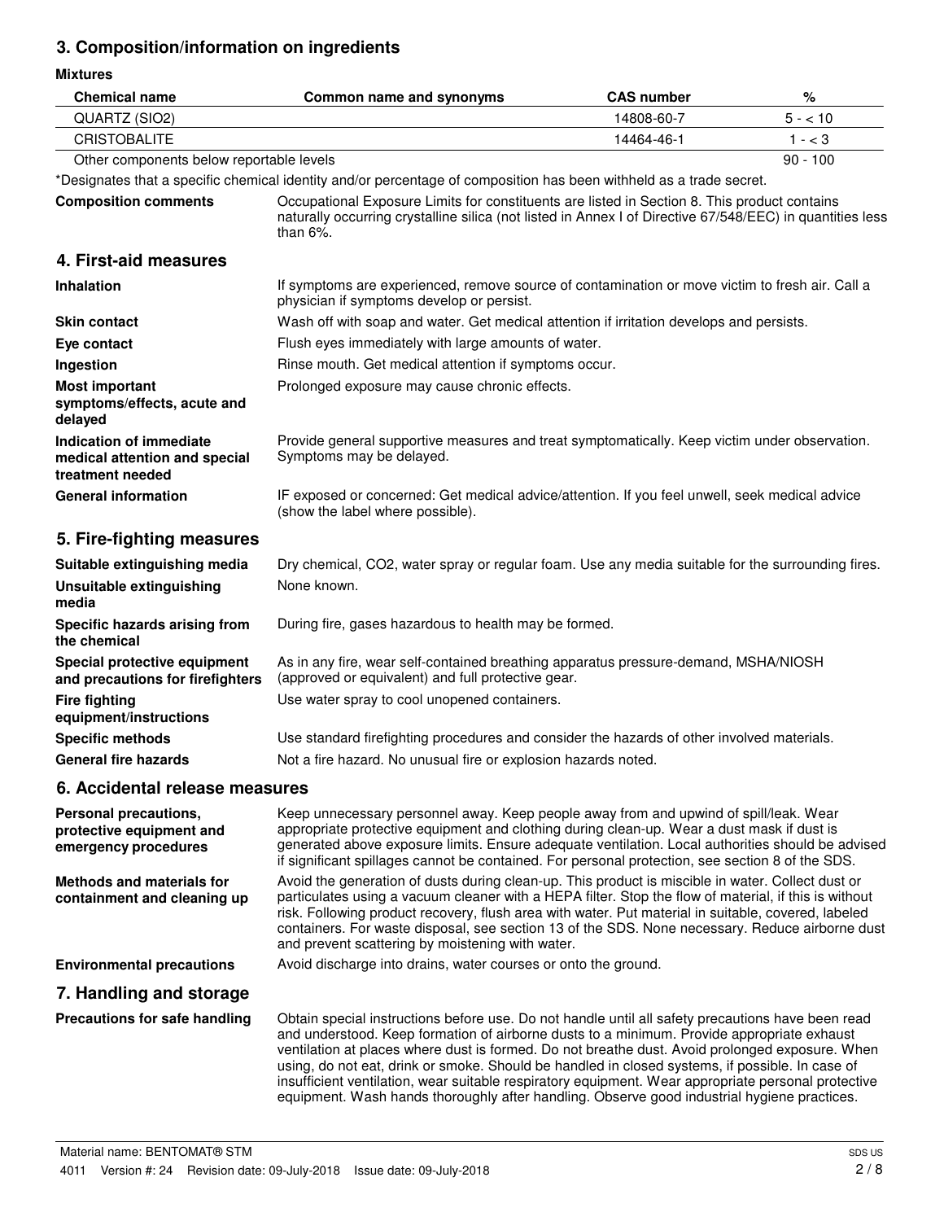## 3. Composition/information on ingredients

**Mixtures**

| Chemical name | Common name and synonyms | CAS number | % |
|---|---|---|---|
| QUARTZ (SIO2) | | 14808-60-7 | 5 - < 10 |
| CRISTOBALITE | | 14464-46-1 | 1 - < 3 |
| Other components below reportable levels | | | 90 - 100 |

*Designates that a specific chemical identity and/or percentage of composition has been withheld as a trade secret.

**Composition comments** Occupational Exposure Limits for constituents are listed in Section 8. This product contains naturally occurring crystalline silica (not listed in Annex I of Directive 67/548/EEC) in quantities less than 6%.

## 4. First-aid measures

**Inhalation** If symptoms are experienced, remove source of contamination or move victim to fresh air. Call a physician if symptoms develop or persist.

**Skin contact** Wash off with soap and water. Get medical attention if irritation develops and persists.

**Eye contact** Flush eyes immediately with large amounts of water.

**Ingestion** Rinse mouth. Get medical attention if symptoms occur.

**Most important symptoms/effects, acute and delayed** Prolonged exposure may cause chronic effects.

**Indication of immediate medical attention and special treatment needed** Provide general supportive measures and treat symptomatically. Keep victim under observation. Symptoms may be delayed.

**General information** IF exposed or concerned: Get medical advice/attention. If you feel unwell, seek medical advice (show the label where possible).

## 5. Fire-fighting measures

**Suitable extinguishing media** Dry chemical, CO2, water spray or regular foam. Use any media suitable for the surrounding fires.

**Unsuitable extinguishing media** None known.

**Specific hazards arising from the chemical** During fire, gases hazardous to health may be formed.

**Special protective equipment and precautions for firefighters** As in any fire, wear self-contained breathing apparatus pressure-demand, MSHA/NIOSH (approved or equivalent) and full protective gear.

**Fire fighting equipment/instructions** Use water spray to cool unopened containers.

**Specific methods** Use standard firefighting procedures and consider the hazards of other involved materials.

**General fire hazards** Not a fire hazard. No unusual fire or explosion hazards noted.

## 6. Accidental release measures

**Personal precautions, protective equipment and emergency procedures** Keep unnecessary personnel away. Keep people away from and upwind of spill/leak. Wear appropriate protective equipment and clothing during clean-up. Wear a dust mask if dust is generated above exposure limits. Ensure adequate ventilation. Local authorities should be advised if significant spillages cannot be contained. For personal protection, see section 8 of the SDS.

**Methods and materials for containment and cleaning up** Avoid the generation of dusts during clean-up. This product is miscible in water. Collect dust or particulates using a vacuum cleaner with a HEPA filter. Stop the flow of material, if this is without risk. Following product recovery, flush area with water. Put material in suitable, covered, labeled containers. For waste disposal, see section 13 of the SDS. None necessary. Reduce airborne dust and prevent scattering by moistening with water.

**Environmental precautions** Avoid discharge into drains, water courses or onto the ground.

## 7. Handling and storage

**Precautions for safe handling** Obtain special instructions before use. Do not handle until all safety precautions have been read and understood. Keep formation of airborne dusts to a minimum. Provide appropriate exhaust ventilation at places where dust is formed. Do not breathe dust. Avoid prolonged exposure. When using, do not eat, drink or smoke. Should be handled in closed systems, if possible. In case of insufficient ventilation, wear suitable respiratory equipment. Wear appropriate personal protective equipment. Wash hands thoroughly after handling. Observe good industrial hygiene practices.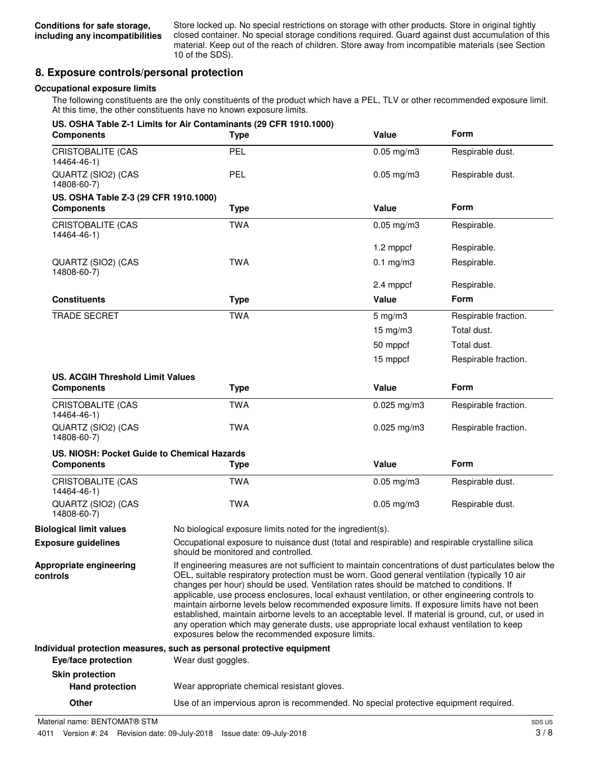**Conditions for safe storage, including any incompatibilities**

Store locked up. No special restrictions on storage with other products. Store in original tightly closed container. No special storage conditions required. Guard against dust accumulation of this material. Keep out of the reach of children. Store away from incompatible materials (see Section 10 of the SDS).

## 8. Exposure controls/personal protection

### Occupational exposure limits

The following constituents are the only constituents of the product which have a PEL, TLV or other recommended exposure limit. At this time, the other constituents have no known exposure limits.

**US. OSHA Table Z-1 Limits for Air Contaminants (29 CFR 1910.1000)**

| Components | Type | Value | Form |
|---|---|---|---|
| CRISTOBALITE (CAS 14464-46-1) | PEL | 0.05 mg/m3 | Respirable dust. |
| QUARTZ (SIO2) (CAS 14808-60-7) | PEL | 0.05 mg/m3 | Respirable dust. |

**US. OSHA Table Z-3 (29 CFR 1910.1000)**

| Components | Type | Value | Form |
|---|---|---|---|
| CRISTOBALITE (CAS 14464-46-1) | TWA | 0.05 mg/m3 | Respirable. |
| | | 1.2 mppcf | Respirable. |
| QUARTZ (SIO2) (CAS 14808-60-7) | TWA | 0.1 mg/m3 | Respirable. |
| | | 2.4 mppcf | Respirable. |

| Constituents | Type | Value | Form |
|---|---|---|---|
| TRADE SECRET | TWA | 5 mg/m3 | Respirable fraction. |
| | | 15 mg/m3 | Total dust. |
| | | 50 mppcf | Total dust. |
| | | 15 mppcf | Respirable fraction. |

**US. ACGIH Threshold Limit Values**

| Components | Type | Value | Form |
|---|---|---|---|
| CRISTOBALITE (CAS 14464-46-1) | TWA | 0.025 mg/m3 | Respirable fraction. |
| QUARTZ (SIO2) (CAS 14808-60-7) | TWA | 0.025 mg/m3 | Respirable fraction. |

**US. NIOSH: Pocket Guide to Chemical Hazards**

| Components | Type | Value | Form |
|---|---|---|---|
| CRISTOBALITE (CAS 14464-46-1) | TWA | 0.05 mg/m3 | Respirable dust. |
| QUARTZ (SIO2) (CAS 14808-60-7) | TWA | 0.05 mg/m3 | Respirable dust. |

**Biological limit values**

No biological exposure limits noted for the ingredient(s).

**Exposure guidelines**

Occupational exposure to nuisance dust (total and respirable) and respirable crystalline silica should be monitored and controlled.

**Appropriate engineering controls**

If engineering measures are not sufficient to maintain concentrations of dust particulates below the OEL, suitable respiratory protection must be worn. Good general ventilation (typically 10 air changes per hour) should be used. Ventilation rates should be matched to conditions. If applicable, use process enclosures, local exhaust ventilation, or other engineering controls to maintain airborne levels below recommended exposure limits. If exposure limits have not been established, maintain airborne levels to an acceptable level. If material is ground, cut, or used in any operation which may generate dusts, use appropriate local exhaust ventilation to keep exposures below the recommended exposure limits.

### Individual protection measures, such as personal protective equipment

**Eye/face protection**

Wear dust goggles.

**Skin protection**

**Hand protection**

Wear appropriate chemical resistant gloves.

**Other**

Use of an impervious apron is recommended. No special protective equipment required.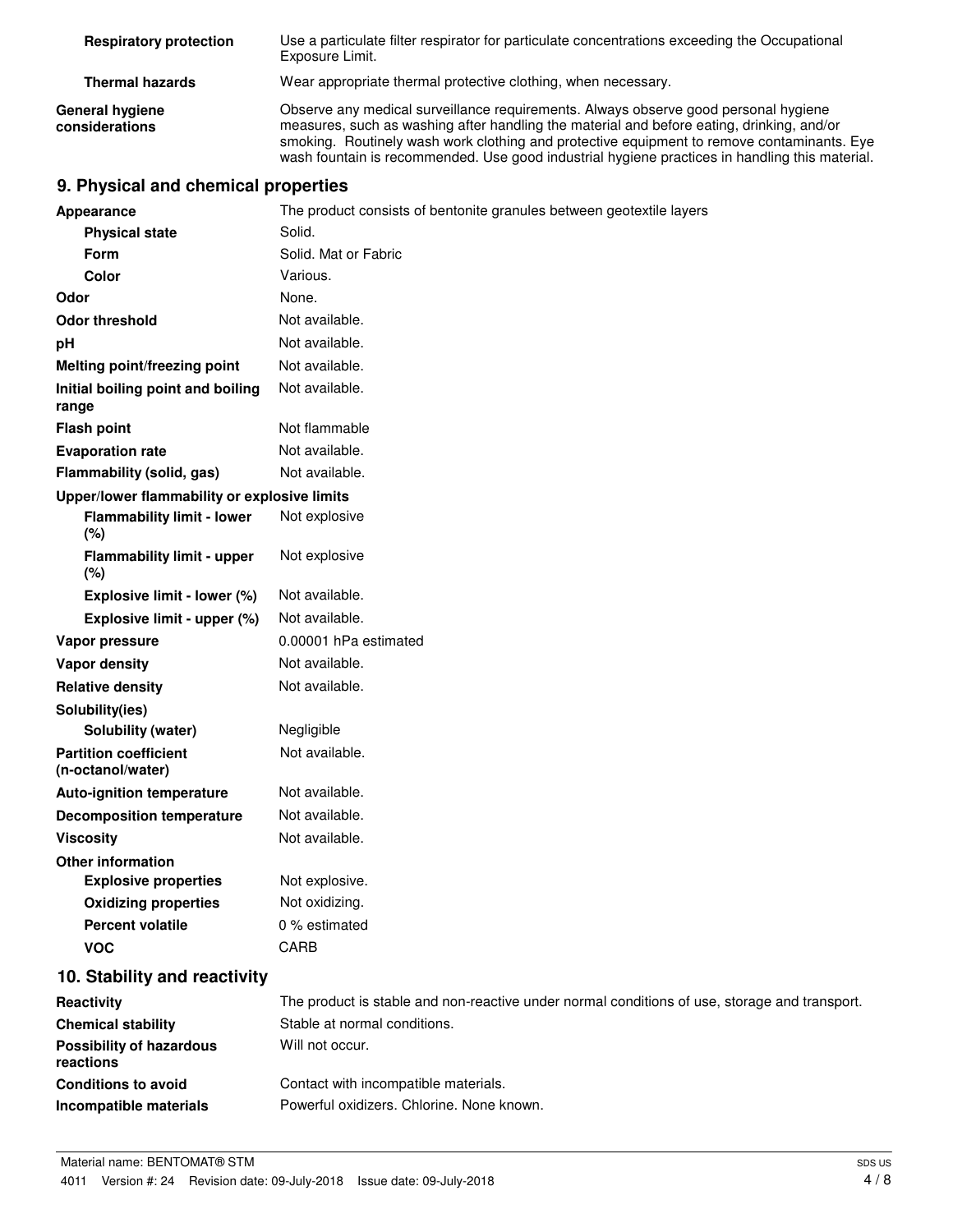| | |
|---|---|
| **Respiratory protection** | Use a particulate filter respirator for particulate concentrations exceeding the Occupational Exposure Limit. |
| **Thermal hazards** | Wear appropriate thermal protective clothing, when necessary. |
| **General hygiene considerations** | Observe any medical surveillance requirements. Always observe good personal hygiene measures, such as washing after handling the material and before eating, drinking, and/or smoking. Routinely wash work clothing and protective equipment to remove contaminants. Eye wash fountain is recommended. Use good industrial hygiene practices in handling this material. |

## 9. Physical and chemical properties

| | |
|---|---|
| **Appearance** | The product consists of bentonite granules between geotextile layers |
| **Physical state** | Solid. |
| **Form** | Solid. Mat or Fabric |
| **Color** | Various. |
| **Odor** | None. |
| **Odor threshold** | Not available. |
| **pH** | Not available. |
| **Melting point/freezing point** | Not available. |
| **Initial boiling point and boiling range** | Not available. |
| **Flash point** | Not flammable |
| **Evaporation rate** | Not available. |
| **Flammability (solid, gas)** | Not available. |
| **Upper/lower flammability or explosive limits** | |
| **Flammability limit - lower (%)** | Not explosive |
| **Flammability limit - upper (%)** | Not explosive |
| **Explosive limit - lower (%)** | Not available. |
| **Explosive limit - upper (%)** | Not available. |
| **Vapor pressure** | 0.00001 hPa estimated |
| **Vapor density** | Not available. |
| **Relative density** | Not available. |
| **Solubility(ies)** | |
| **Solubility (water)** | Negligible |
| **Partition coefficient (n-octanol/water)** | Not available. |
| **Auto-ignition temperature** | Not available. |
| **Decomposition temperature** | Not available. |
| **Viscosity** | Not available. |
| **Other information** | |
| **Explosive properties** | Not explosive. |
| **Oxidizing properties** | Not oxidizing. |
| **Percent volatile** | 0 % estimated |
| **VOC** | CARB |

## 10. Stability and reactivity

| | |
|---|---|
| **Reactivity** | The product is stable and non-reactive under normal conditions of use, storage and transport. |
| **Chemical stability** | Stable at normal conditions. |
| **Possibility of hazardous reactions** | Will not occur. |
| **Conditions to avoid** | Contact with incompatible materials. |
| **Incompatible materials** | Powerful oxidizers. Chlorine. None known. |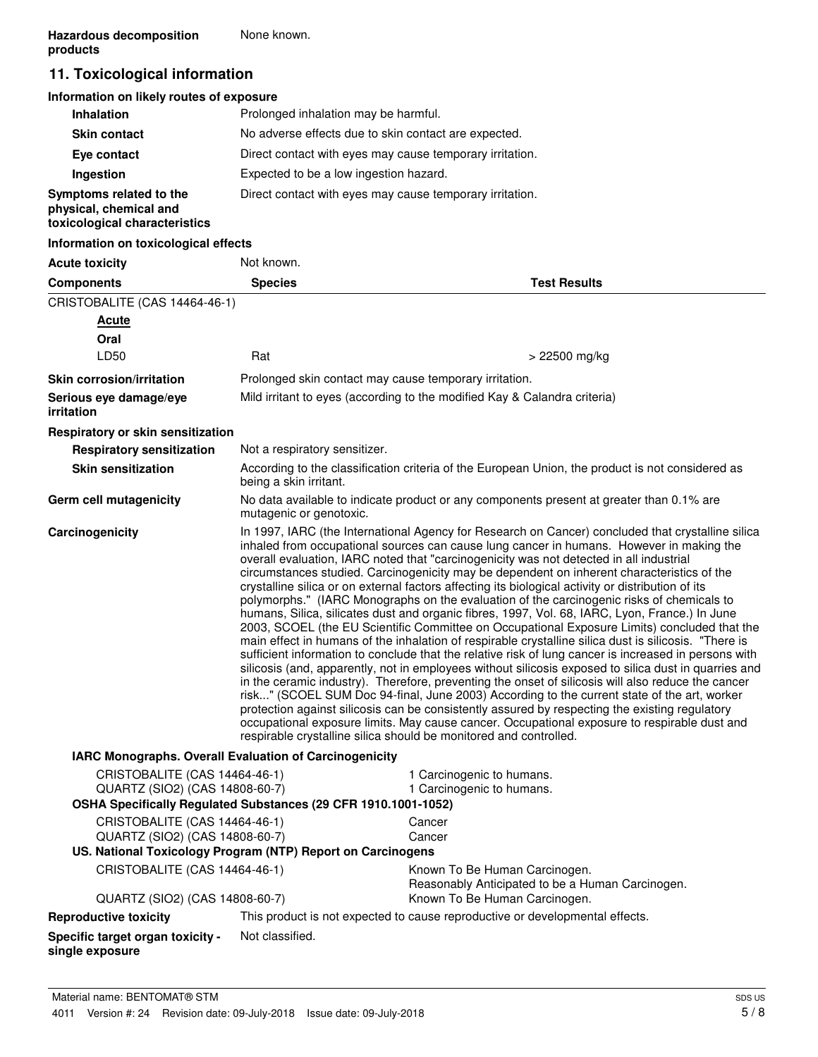**Hazardous decomposition products** None known.

## 11. Toxicological information

### Information on likely routes of exposure

**Inhalation** Prolonged inhalation may be harmful.

**Skin contact** No adverse effects due to skin contact are expected.

**Eye contact** Direct contact with eyes may cause temporary irritation.

**Ingestion** Expected to be a low ingestion hazard.

**Symptoms related to the physical, chemical and toxicological characteristics** Direct contact with eyes may cause temporary irritation.

### Information on toxicological effects

**Acute toxicity** Not known.

| Components | Species | Test Results |
|---|---|---|
| CRISTOBALITE (CAS 14464-46-1) | | |
| **Acute** | | |
| **Oral** | | |
| LD50 | Rat | > 22500 mg/kg |

**Skin corrosion/irritation** Prolonged skin contact may cause temporary irritation.

**Serious eye damage/eye irritation** Mild irritant to eyes (according to the modified Kay & Calandra criteria)

**Respiratory or skin sensitization**

**Respiratory sensitization** Not a respiratory sensitizer.

**Skin sensitization** According to the classification criteria of the European Union, the product is not considered as being a skin irritant.

**Germ cell mutagenicity** No data available to indicate product or any components present at greater than 0.1% are mutagenic or genotoxic.

**Carcinogenicity** In 1997, IARC (the International Agency for Research on Cancer) concluded that crystalline silica inhaled from occupational sources can cause lung cancer in humans. However in making the overall evaluation, IARC noted that "carcinogenicity was not detected in all industrial circumstances studied. Carcinogenicity may be dependent on inherent characteristics of the crystalline silica or on external factors affecting its biological activity or distribution of its polymorphs." (IARC Monographs on the evaluation of the carcinogenic risks of chemicals to humans, Silica, silicates dust and organic fibres, 1997, Vol. 68, IARC, Lyon, France.) In June 2003, SCOEL (the EU Scientific Committee on Occupational Exposure Limits) concluded that the main effect in humans of the inhalation of respirable crystalline silica dust is silicosis. "There is sufficient information to conclude that the relative risk of lung cancer is increased in persons with silicosis (and, apparently, not in employees without silicosis exposed to silica dust in quarries and in the ceramic industry). Therefore, preventing the onset of silicosis will also reduce the cancer risk..." (SCOEL SUM Doc 94-final, June 2003) According to the current state of the art, worker protection against silicosis can be consistently assured by respecting the existing regulatory occupational exposure limits. May cause cancer. Occupational exposure to respirable dust and respirable crystalline silica should be monitored and controlled.

**IARC Monographs. Overall Evaluation of Carcinogenicity**

| | |
|---|---|
| CRISTOBALITE (CAS 14464-46-1) | 1 Carcinogenic to humans. |
| QUARTZ (SIO2) (CAS 14808-60-7) | 1 Carcinogenic to humans. |

**OSHA Specifically Regulated Substances (29 CFR 1910.1001-1052)**

| | |
|---|---|
| CRISTOBALITE (CAS 14464-46-1) | Cancer |
| QUARTZ (SIO2) (CAS 14808-60-7) | Cancer |

**US. National Toxicology Program (NTP) Report on Carcinogens**

| | |
|---|---|
| CRISTOBALITE (CAS 14464-46-1) | Known To Be Human Carcinogen.<br>Reasonably Anticipated to be a Human Carcinogen. |
| QUARTZ (SIO2) (CAS 14808-60-7) | Known To Be Human Carcinogen. |

**Reproductive toxicity** This product is not expected to cause reproductive or developmental effects.

**Specific target organ toxicity - single exposure** Not classified.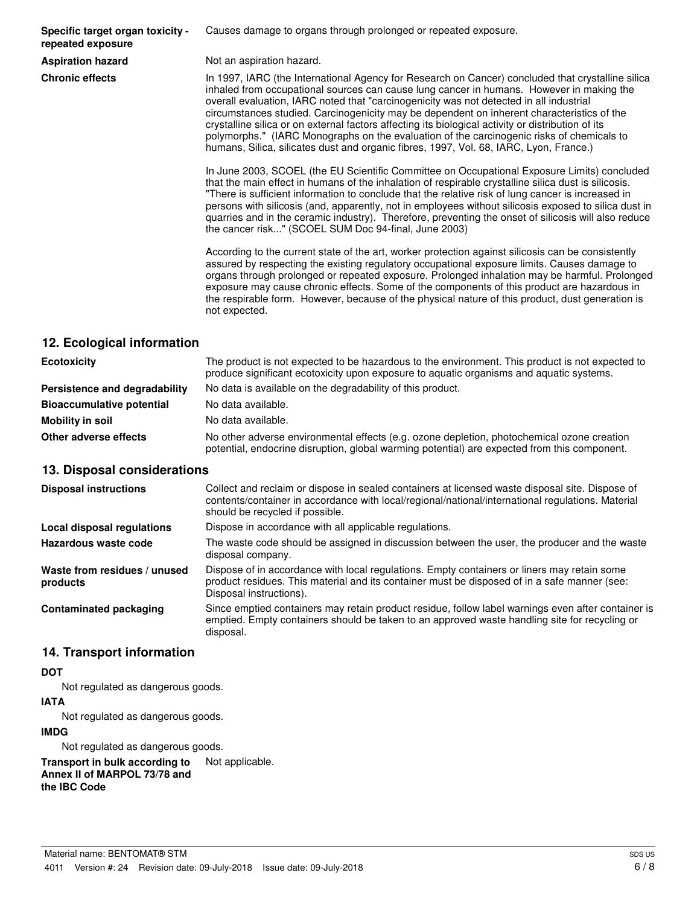**Specific target organ toxicity - repeated exposure** Causes damage to organs through prolonged or repeated exposure.

**Aspiration hazard** Not an aspiration hazard.

**Chronic effects** In 1997, IARC (the International Agency for Research on Cancer) concluded that crystalline silica inhaled from occupational sources can cause lung cancer in humans. However in making the overall evaluation, IARC noted that "carcinogenicity was not detected in all industrial circumstances studied. Carcinogenicity may be dependent on inherent characteristics of the crystalline silica or on external factors affecting its biological activity or distribution of its polymorphs." (IARC Monographs on the evaluation of the carcinogenic risks of chemicals to humans, Silica, silicates dust and organic fibres, 1997, Vol. 68, IARC, Lyon, France.)

In June 2003, SCOEL (the EU Scientific Committee on Occupational Exposure Limits) concluded that the main effect in humans of the inhalation of respirable crystalline silica dust is silicosis. "There is sufficient information to conclude that the relative risk of lung cancer is increased in persons with silicosis (and, apparently, not in employees without silicosis exposed to silica dust in quarries and in the ceramic industry). Therefore, preventing the onset of silicosis will also reduce the cancer risk..." (SCOEL SUM Doc 94-final, June 2003)

According to the current state of the art, worker protection against silicosis can be consistently assured by respecting the existing regulatory occupational exposure limits. Causes damage to organs through prolonged or repeated exposure. Prolonged inhalation may be harmful. Prolonged exposure may cause chronic effects. Some of the components of this product are hazardous in the respirable form. However, because of the physical nature of this product, dust generation is not expected.

## 12. Ecological information

**Ecotoxicity** The product is not expected to be hazardous to the environment. This product is not expected to produce significant ecotoxicity upon exposure to aquatic organisms and aquatic systems.

**Persistence and degradability** No data is available on the degradability of this product.

**Bioaccumulative potential** No data available.

**Mobility in soil** No data available.

**Other adverse effects** No other adverse environmental effects (e.g. ozone depletion, photochemical ozone creation potential, endocrine disruption, global warming potential) are expected from this component.

## 13. Disposal considerations

**Disposal instructions** Collect and reclaim or dispose in sealed containers at licensed waste disposal site. Dispose of contents/container in accordance with local/regional/national/international regulations. Material should be recycled if possible.

**Local disposal regulations** Dispose in accordance with all applicable regulations.

**Hazardous waste code** The waste code should be assigned in discussion between the user, the producer and the waste disposal company.

**Waste from residues / unused products** Dispose of in accordance with local regulations. Empty containers or liners may retain some product residues. This material and its container must be disposed of in a safe manner (see: Disposal instructions).

**Contaminated packaging** Since emptied containers may retain product residue, follow label warnings even after container is emptied. Empty containers should be taken to an approved waste handling site for recycling or disposal.

## 14. Transport information

**DOT**

Not regulated as dangerous goods.

**IATA**

Not regulated as dangerous goods.

**IMDG**

Not regulated as dangerous goods.

**Transport in bulk according to Annex II of MARPOL 73/78 and the IBC Code** Not applicable.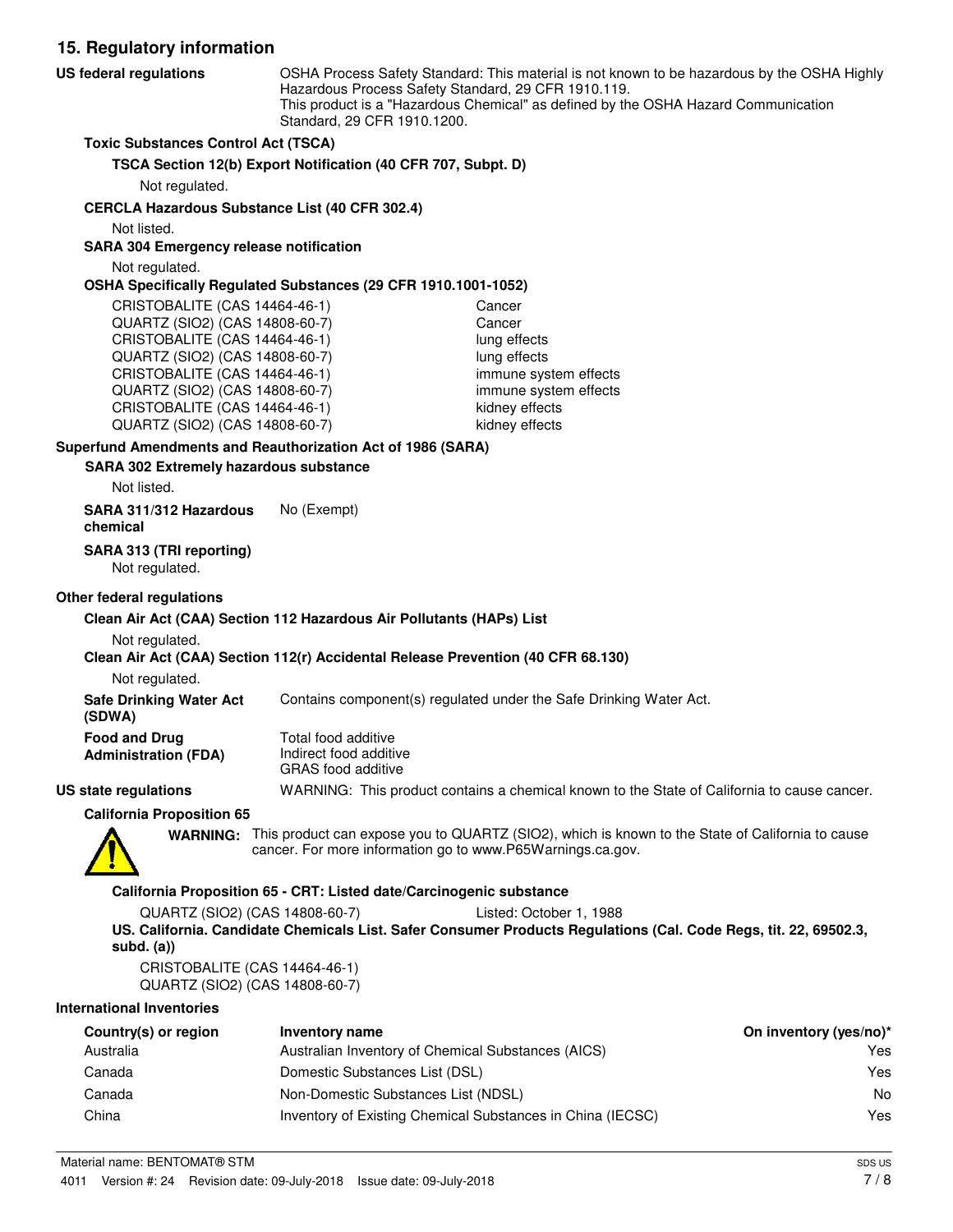## 15. Regulatory information

**US federal regulations**

OSHA Process Safety Standard: This material is not known to be hazardous by the OSHA Highly Hazardous Process Safety Standard, 29 CFR 1910.119.
This product is a "Hazardous Chemical" as defined by the OSHA Hazard Communication Standard, 29 CFR 1910.1200.

**Toxic Substances Control Act (TSCA)**

**TSCA Section 12(b) Export Notification (40 CFR 707, Subpt. D)**

Not regulated.

**CERCLA Hazardous Substance List (40 CFR 302.4)**

Not listed.

**SARA 304 Emergency release notification**

Not regulated.

**OSHA Specifically Regulated Substances (29 CFR 1910.1001-1052)**

| | |
|---|---|
| CRISTOBALITE (CAS 14464-46-1) | Cancer |
| QUARTZ (SIO2) (CAS 14808-60-7) | Cancer |
| CRISTOBALITE (CAS 14464-46-1) | lung effects |
| QUARTZ (SIO2) (CAS 14808-60-7) | lung effects |
| CRISTOBALITE (CAS 14464-46-1) | immune system effects |
| QUARTZ (SIO2) (CAS 14808-60-7) | immune system effects |
| CRISTOBALITE (CAS 14464-46-1) | kidney effects |
| QUARTZ (SIO2) (CAS 14808-60-7) | kidney effects |

**Superfund Amendments and Reauthorization Act of 1986 (SARA)**

**SARA 302 Extremely hazardous substance**

Not listed.

**SARA 311/312 Hazardous chemical** No (Exempt)

**SARA 313 (TRI reporting)**

Not regulated.

**Other federal regulations**

**Clean Air Act (CAA) Section 112 Hazardous Air Pollutants (HAPs) List**

Not regulated.

**Clean Air Act (CAA) Section 112(r) Accidental Release Prevention (40 CFR 68.130)**

Not regulated.

**Safe Drinking Water Act (SDWA)** Contains component(s) regulated under the Safe Drinking Water Act.

**Food and Drug Administration (FDA)**
Total food additive
Indirect food additive
GRAS food additive

**US state regulations** WARNING: This product contains a chemical known to the State of California to cause cancer.

**California Proposition 65**

**WARNING:** This product can expose you to QUARTZ (SIO2), which is known to the State of California to cause cancer. For more information go to www.P65Warnings.ca.gov.

**California Proposition 65 - CRT: Listed date/Carcinogenic substance**

QUARTZ (SIO2) (CAS 14808-60-7) Listed: October 1, 1988

**US. California. Candidate Chemicals List. Safer Consumer Products Regulations (Cal. Code Regs, tit. 22, 69502.3, subd. (a))**

CRISTOBALITE (CAS 14464-46-1)
QUARTZ (SIO2) (CAS 14808-60-7)

**International Inventories**

| Country(s) or region | Inventory name | On inventory (yes/no)* |
|---|---|---|
| Australia | Australian Inventory of Chemical Substances (AICS) | Yes |
| Canada | Domestic Substances List (DSL) | Yes |
| Canada | Non-Domestic Substances List (NDSL) | No |
| China | Inventory of Existing Chemical Substances in China (IECSC) | Yes |

Material name: BENTOMAT® STM
4011 Version #: 24 Revision date: 09-July-2018 Issue date: 09-July-2018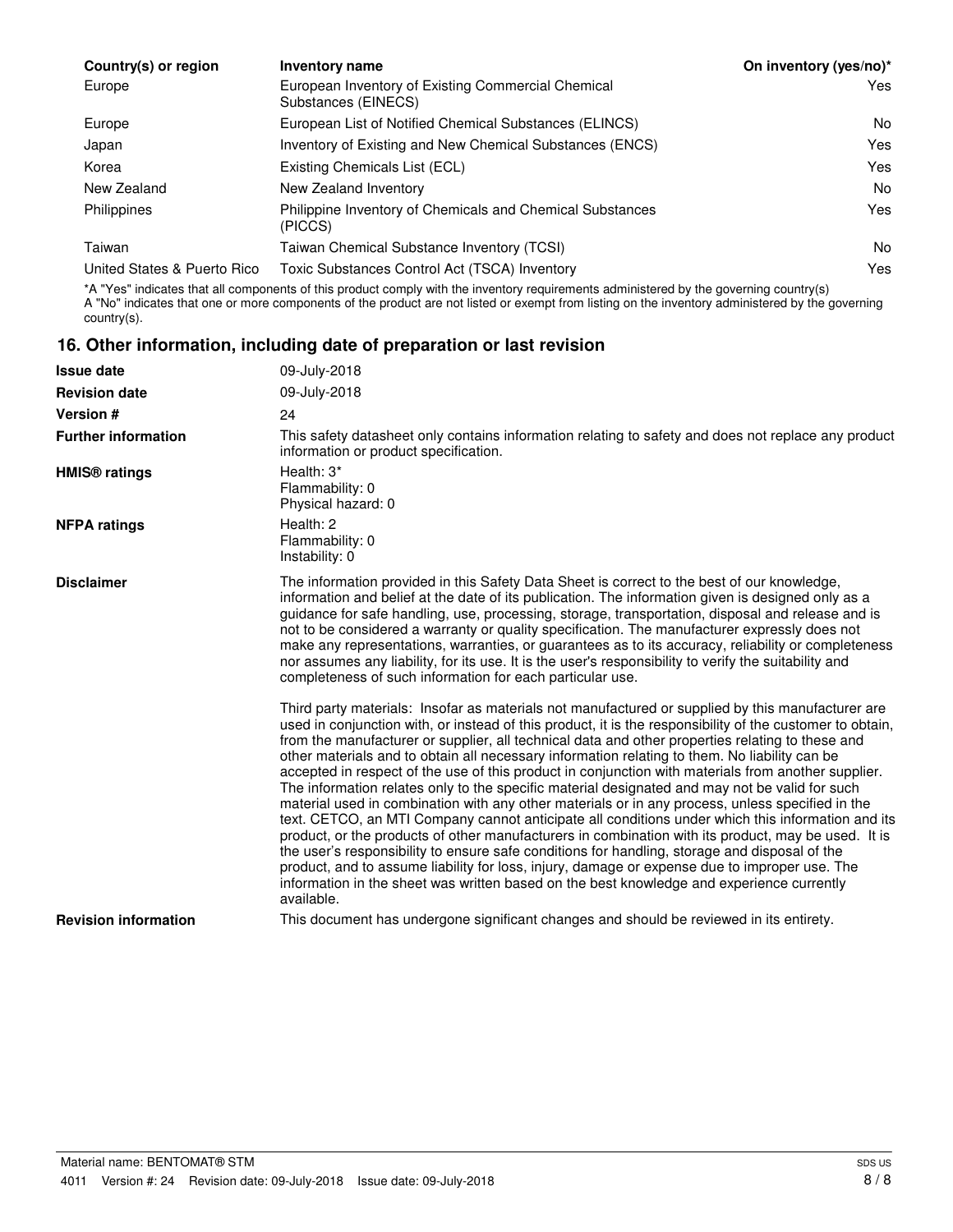| Country(s) or region | Inventory name | On inventory (yes/no)* |
|---|---|---|
| Europe | European Inventory of Existing Commercial Chemical Substances (EINECS) | Yes |
| Europe | European List of Notified Chemical Substances (ELINCS) | No |
| Japan | Inventory of Existing and New Chemical Substances (ENCS) | Yes |
| Korea | Existing Chemicals List (ECL) | Yes |
| New Zealand | New Zealand Inventory | No |
| Philippines | Philippine Inventory of Chemicals and Chemical Substances (PICCS) | Yes |
| Taiwan | Taiwan Chemical Substance Inventory (TCSI) | No |
| United States & Puerto Rico | Toxic Substances Control Act (TSCA) Inventory | Yes |

*A "Yes" indicates that all components of this product comply with the inventory requirements administered by the governing country(s)
A "No" indicates that one or more components of the product are not listed or exempt from listing on the inventory administered by the governing country(s).

## 16. Other information, including date of preparation or last revision

**Issue date** 09-July-2018

**Revision date** 09-July-2018

**Version #** 24

**Further information** This safety datasheet only contains information relating to safety and does not replace any product information or product specification.

**HMIS® ratings**
Health: 3*
Flammability: 0
Physical hazard: 0

**NFPA ratings**
Health: 2
Flammability: 0
Instability: 0

**Disclaimer** The information provided in this Safety Data Sheet is correct to the best of our knowledge, information and belief at the date of its publication. The information given is designed only as a guidance for safe handling, use, processing, storage, transportation, disposal and release and is not to be considered a warranty or quality specification. The manufacturer expressly does not make any representations, warranties, or guarantees as to its accuracy, reliability or completeness nor assumes any liability, for its use. It is the user's responsibility to verify the suitability and completeness of such information for each particular use.

Third party materials: Insofar as materials not manufactured or supplied by this manufacturer are used in conjunction with, or instead of this product, it is the responsibility of the customer to obtain, from the manufacturer or supplier, all technical data and other properties relating to these and other materials and to obtain all necessary information relating to them. No liability can be accepted in respect of the use of this product in conjunction with materials from another supplier. The information relates only to the specific material designated and may not be valid for such material used in combination with any other materials or in any process, unless specified in the text. CETCO, an MTI Company cannot anticipate all conditions under which this information and its product, or the products of other manufacturers in combination with its product, may be used. It is the user's responsibility to ensure safe conditions for handling, storage and disposal of the product, and to assume liability for loss, injury, damage or expense due to improper use. The information in the sheet was written based on the best knowledge and experience currently available.

**Revision information** This document has undergone significant changes and should be reviewed in its entirety.